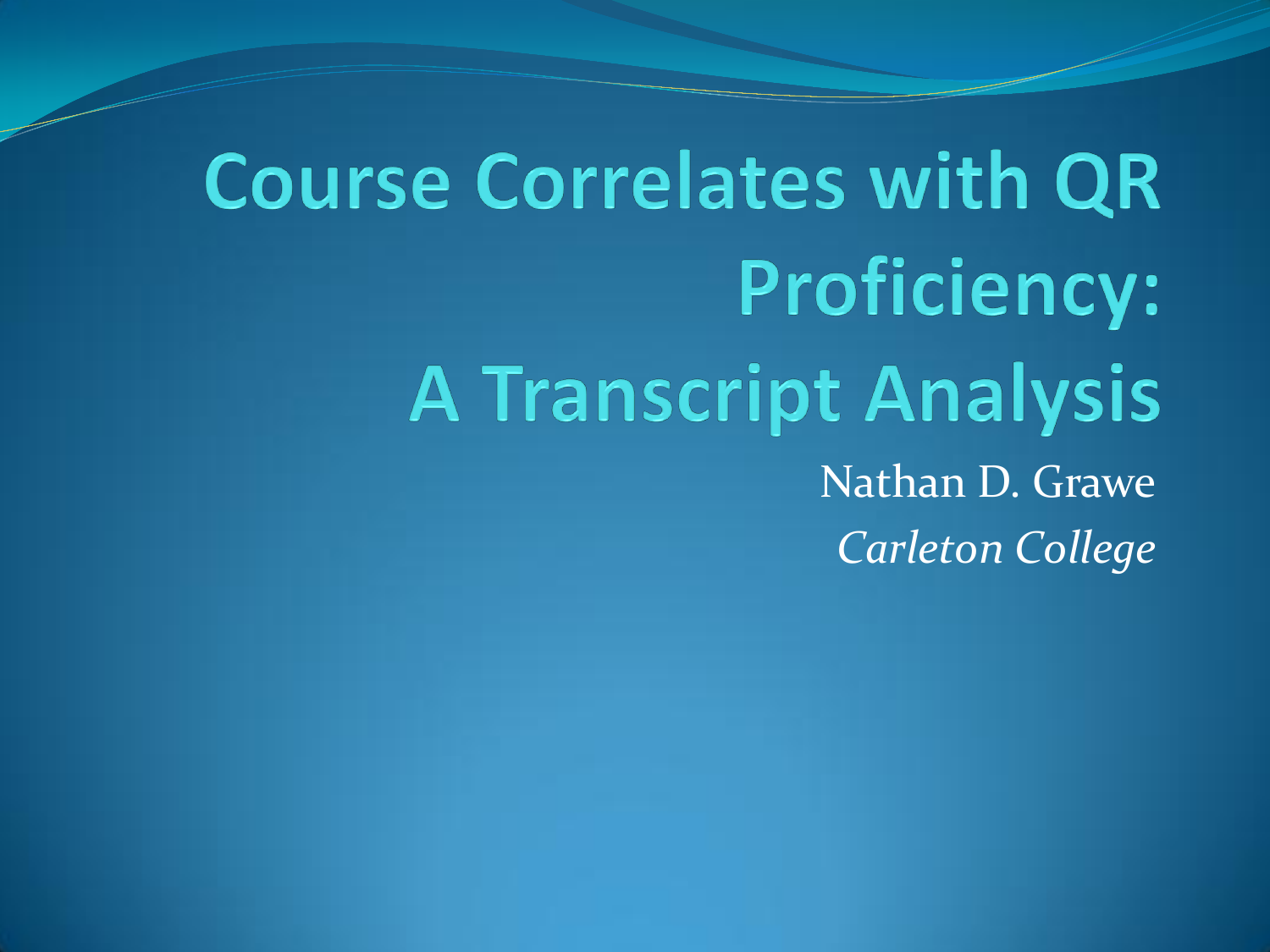# Course Correlates with QR Proficiency: A Transcript Analysis

Nathan D. Grawe

*Carleton College*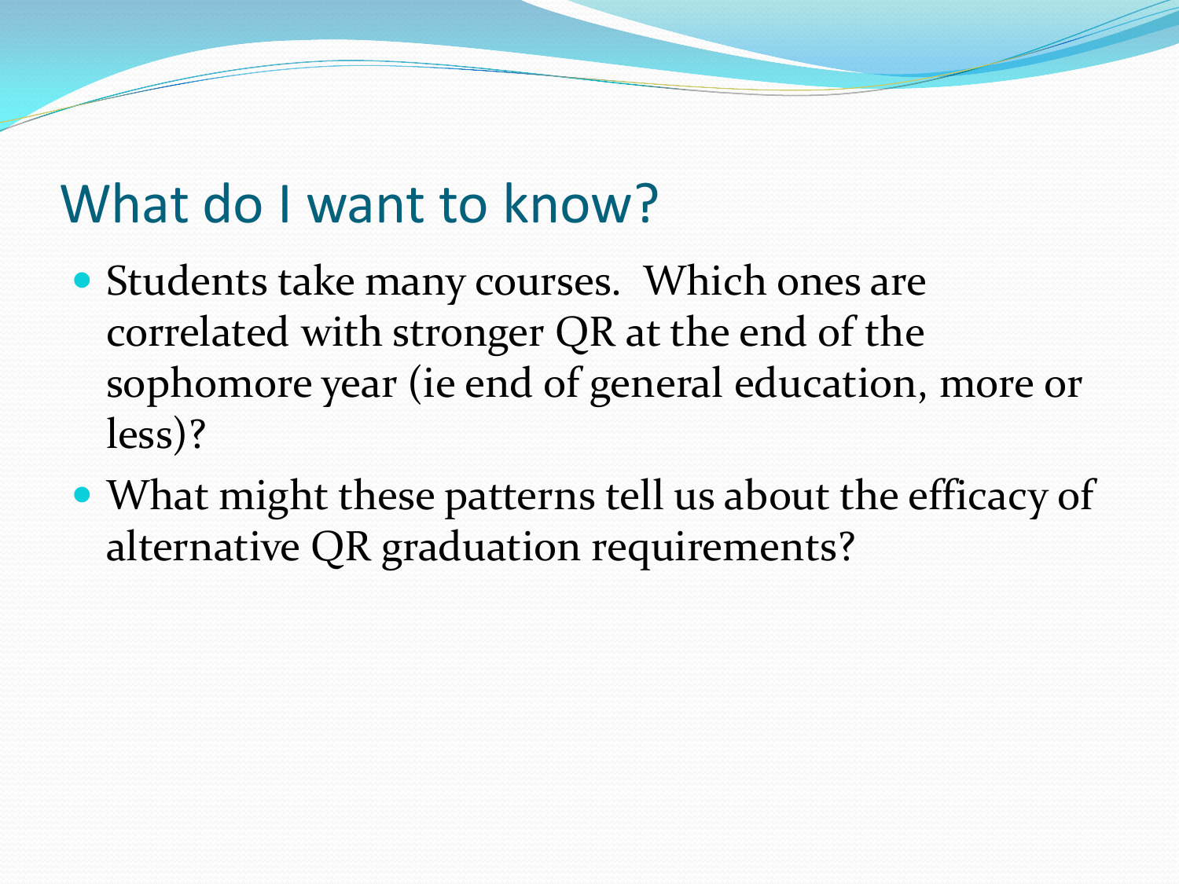# What do I want to know?

- Students take many courses. Which ones are correlated with stronger QR at the end of the sophomore year (ie end of general education, more or less)?
- What might these patterns tell us about the efficacy of alternative QR graduation requirements?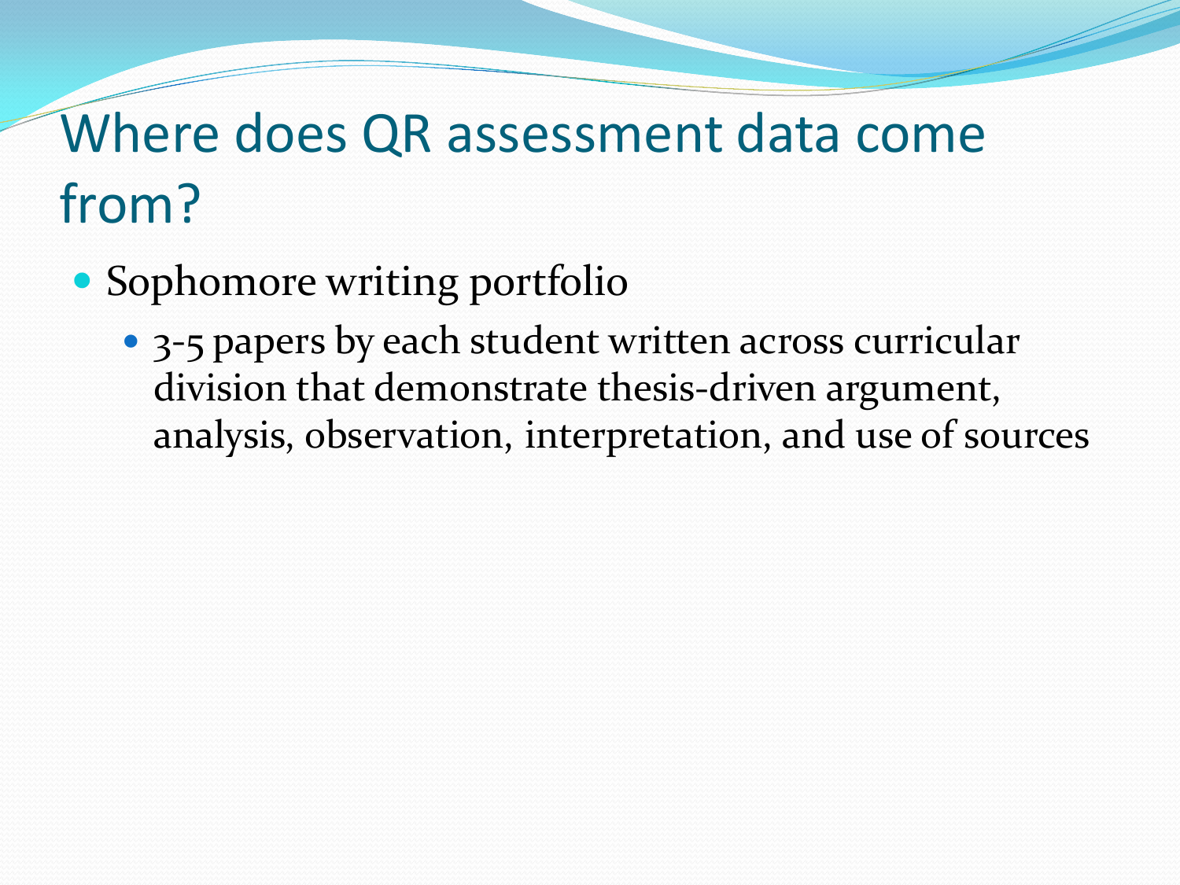# Where does QR assessment data come from?

- Sophomore writing portfolio
  - 3-5 papers by each student written across curricular division that demonstrate thesis-driven argument, analysis, observation, interpretation, and use of sources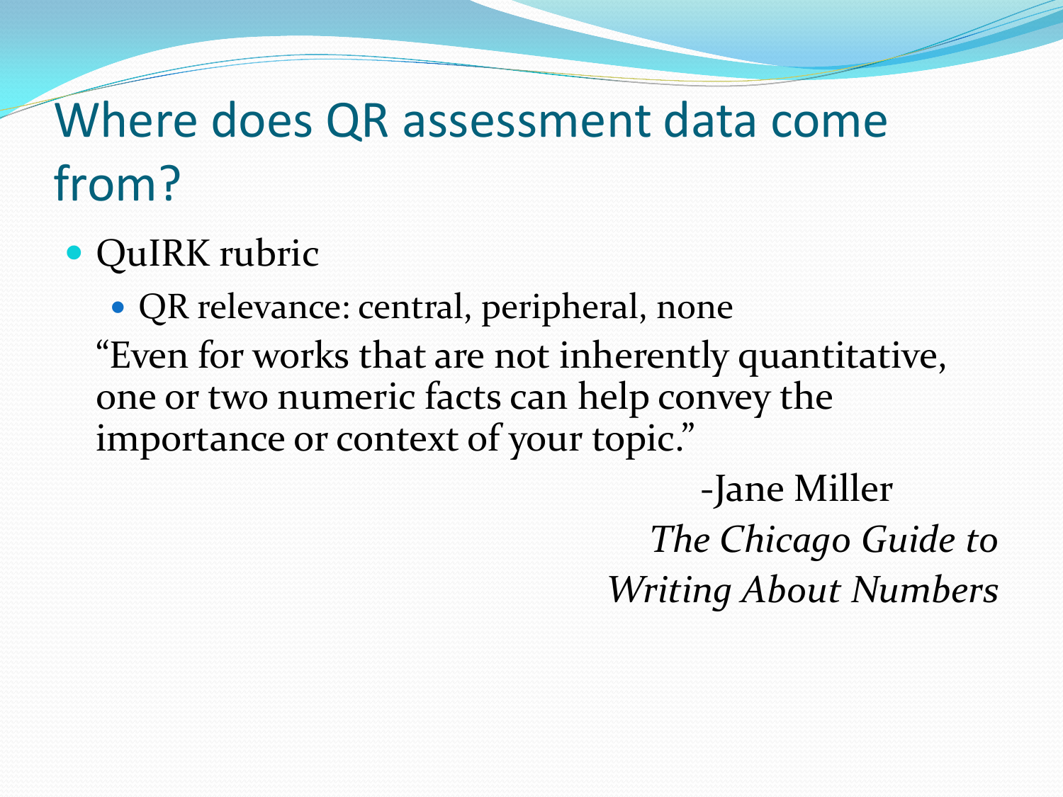# Where does QR assessment data come from?

- QuIRK rubric
  - QR relevance: central, peripheral, none

"Even for works that are not inherently quantitative, one or two numeric facts can help convey the importance or context of your topic."

-Jane Miller
*The Chicago Guide to Writing About Numbers*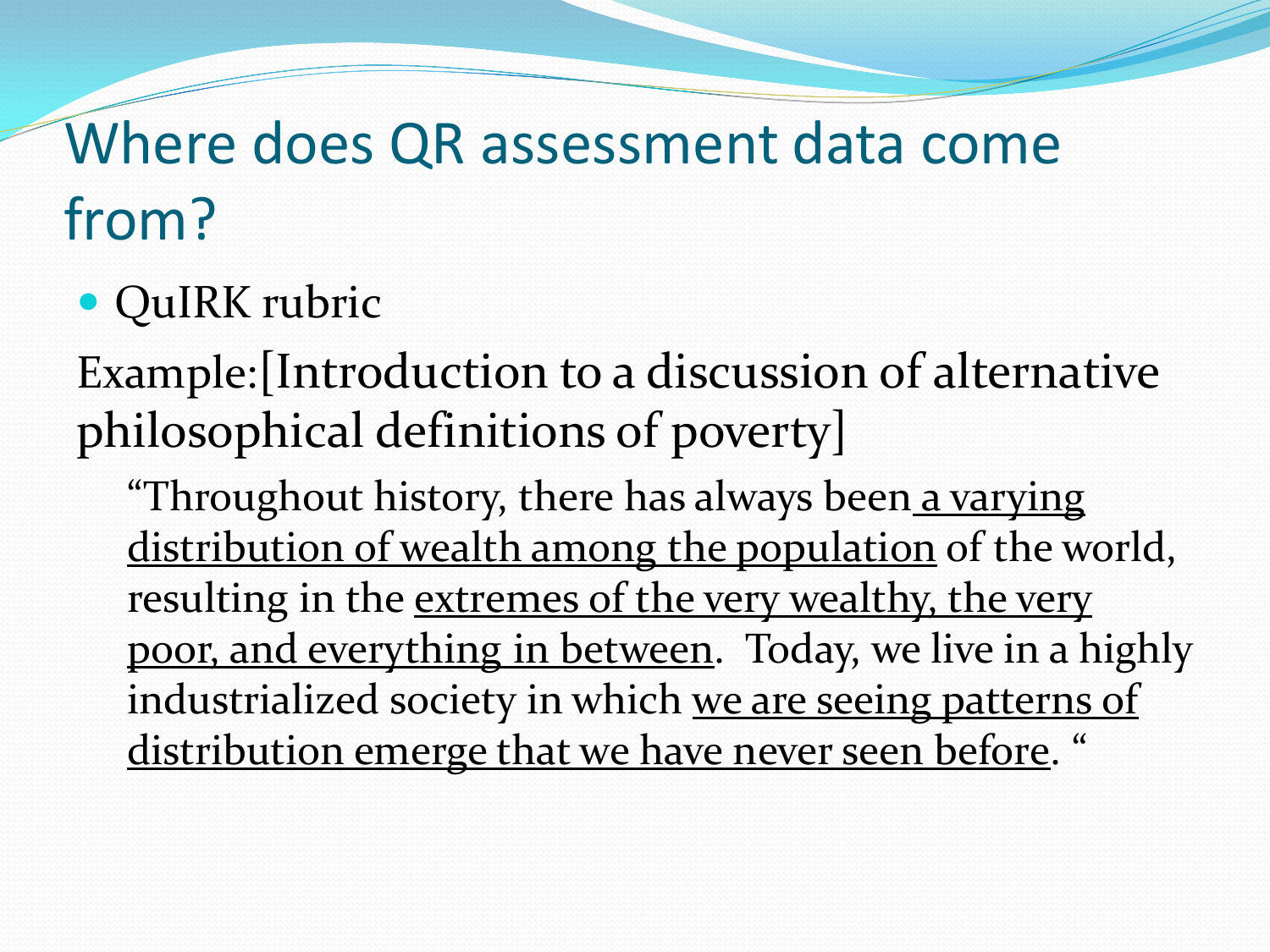# Where does QR assessment data come from?

- QuIRK rubric

Example:[Introduction to a discussion of alternative philosophical definitions of poverty]

> "Throughout history, there has always been <u>a varying distribution of wealth among the population</u> of the world, resulting in the <u>extremes of the very wealthy, the very poor, and everything in between</u>. Today, we live in a highly industrialized society in which <u>we are seeing patterns of distribution emerge that we have never seen before</u>. "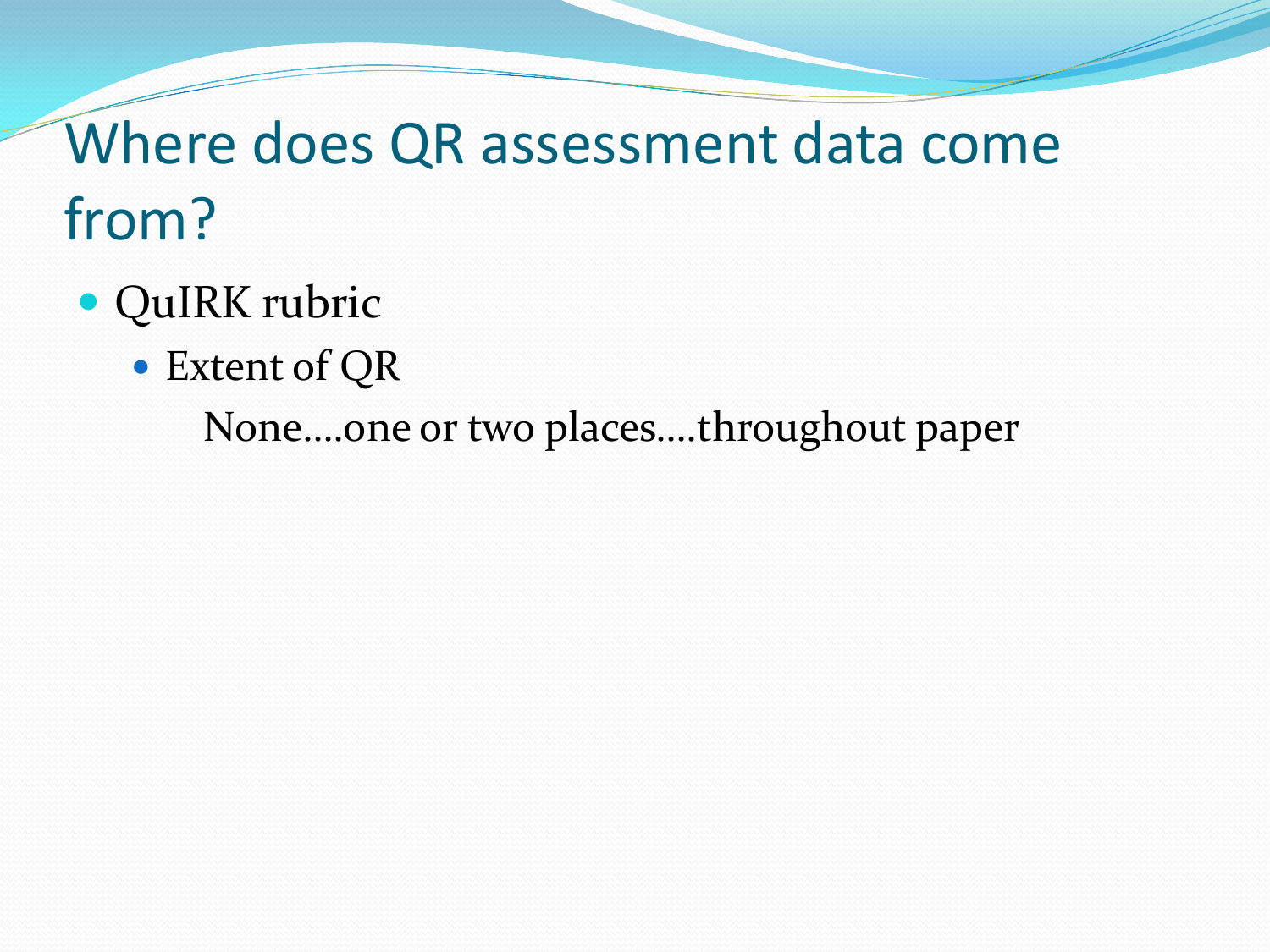# Where does QR assessment data come from?

- QuIRK rubric
  - Extent of QR

    None….one or two places….throughout paper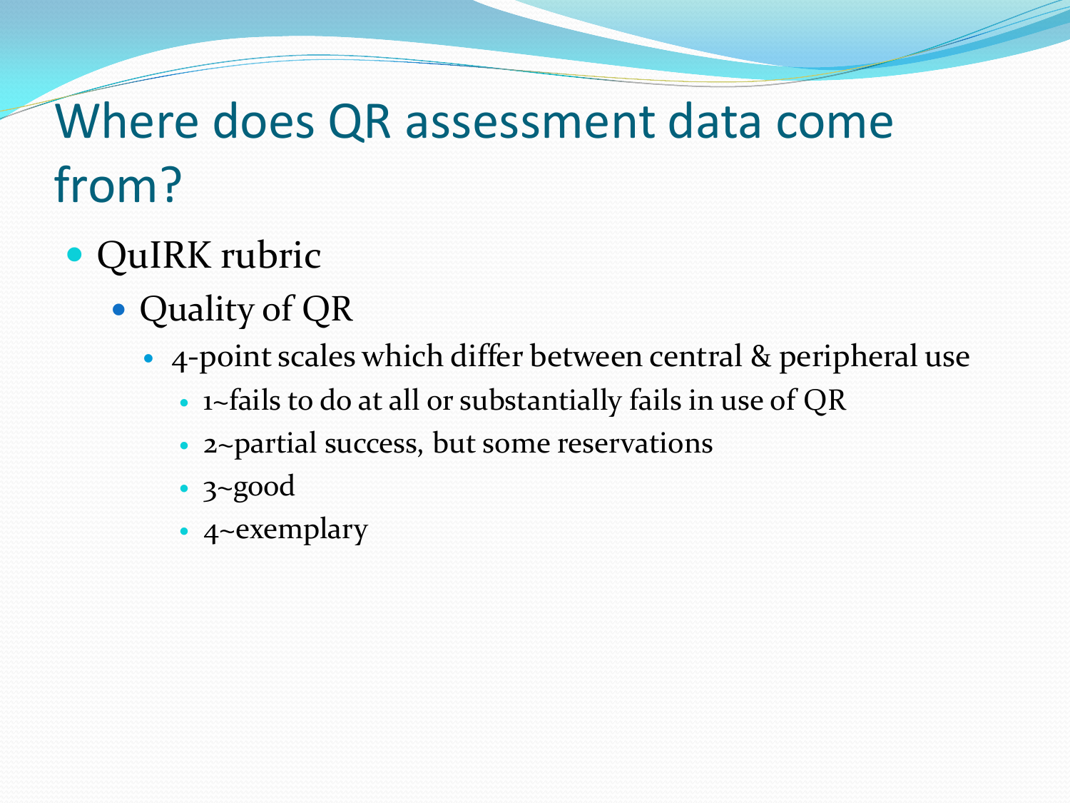# Where does QR assessment data come from?

- QuIRK rubric
  - Quality of QR
    - 4-point scales which differ between central & peripheral use
      - 1~fails to do at all or substantially fails in use of QR
      - 2~partial success, but some reservations
      - 3~good
      - 4~exemplary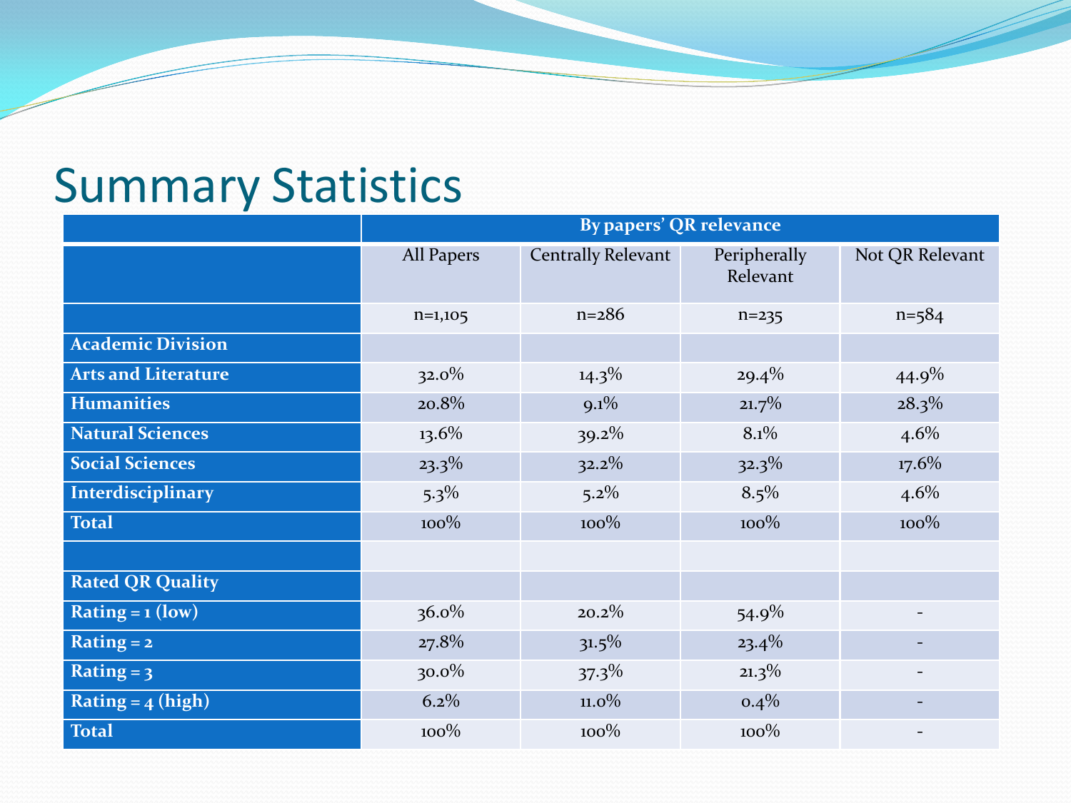# Summary Statistics

| | By papers' QR relevance | | | |
|---|---|---|---|---|
| | All Papers | Centrally Relevant | Peripherally Relevant | Not QR Relevant |
| | n=1,105 | n=286 | n=235 | n=584 |
| **Academic Division** | | | | |
| **Arts and Literature** | 32.0% | 14.3% | 29.4% | 44.9% |
| **Humanities** | 20.8% | 9.1% | 21.7% | 28.3% |
| **Natural Sciences** | 13.6% | 39.2% | 8.1% | 4.6% |
| **Social Sciences** | 23.3% | 32.2% | 32.3% | 17.6% |
| **Interdisciplinary** | 5.3% | 5.2% | 8.5% | 4.6% |
| **Total** | 100% | 100% | 100% | 100% |
| | | | | |
| **Rated QR Quality** | | | | |
| **Rating = 1 (low)** | 36.0% | 20.2% | 54.9% | - |
| **Rating = 2** | 27.8% | 31.5% | 23.4% | - |
| **Rating = 3** | 30.0% | 37.3% | 21.3% | - |
| **Rating = 4 (high)** | 6.2% | 11.0% | 0.4% | - |
| **Total** | 100% | 100% | 100% | - |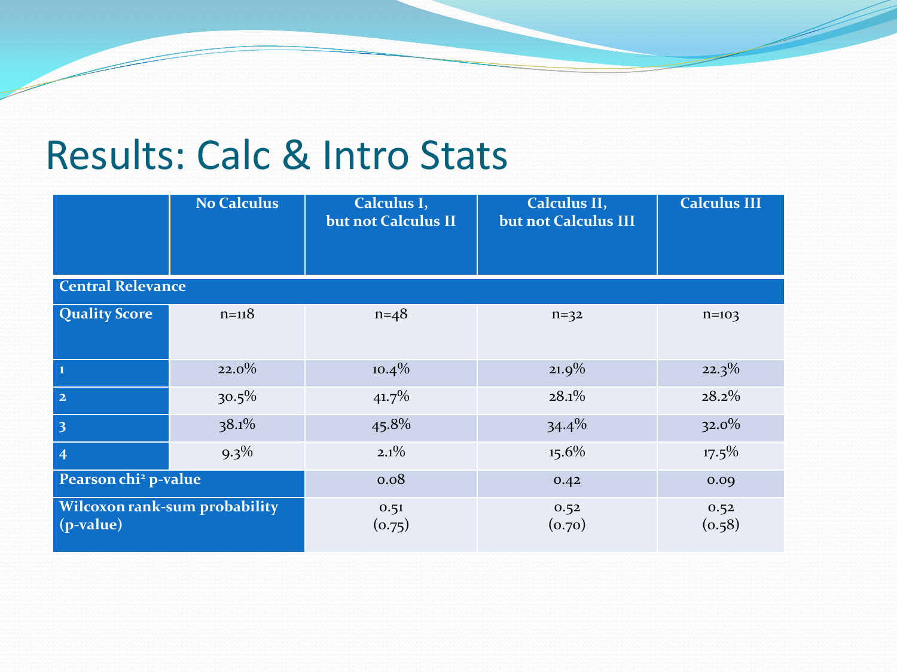# Results: Calc & Intro Stats

| | No Calculus | Calculus I, but not Calculus II | Calculus II, but not Calculus III | Calculus III |
|---|---|---|---|---|
| **Central Relevance** | | | | |
| **Quality Score** | n=118 | n=48 | n=32 | n=103 |
| **1** | 22.0% | 10.4% | 21.9% | 22.3% |
| **2** | 30.5% | 41.7% | 28.1% | 28.2% |
| **3** | 38.1% | 45.8% | 34.4% | 32.0% |
| **4** | 9.3% | 2.1% | 15.6% | 17.5% |
| **Pearson $chi^2$ p-value** | | 0.08 | 0.42 | 0.09 |
| **Wilcoxon rank-sum probability (p-value)** | | 0.51 (0.75) | 0.52 (0.70) | 0.52 (0.58) |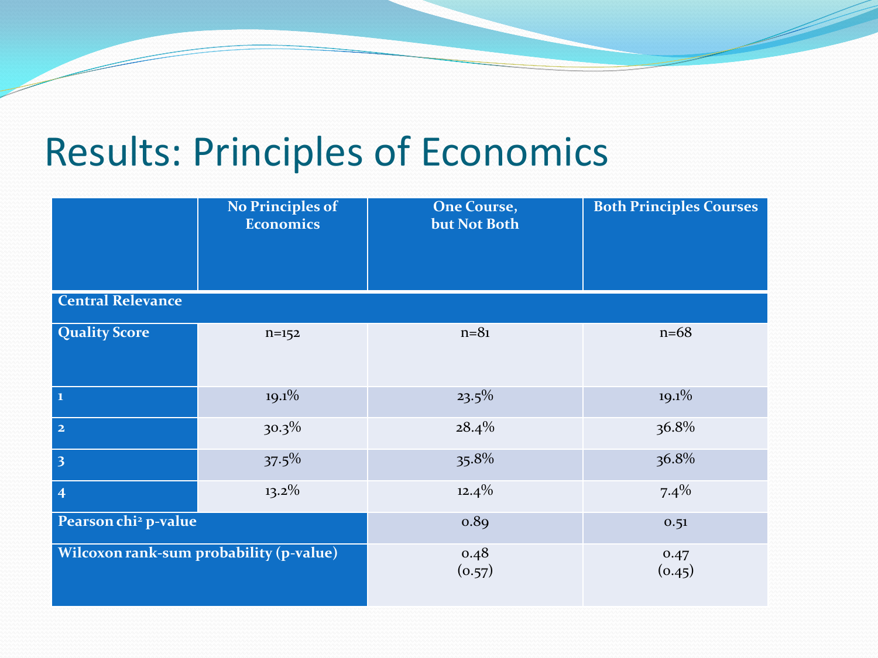# Results: Principles of Economics

| | No Principles of Economics | One Course, but Not Both | Both Principles Courses |
|---|---|---|---|
| **Central Relevance** | | | |
| **Quality Score** | n=152 | n=81 | n=68 |
| 1 | 19.1% | 23.5% | 19.1% |
| 2 | 30.3% | 28.4% | 36.8% |
| 3 | 37.5% | 35.8% | 36.8% |
| 4 | 13.2% | 12.4% | 7.4% |
| **Pearson $chi^2$ p-value** | | 0.89 | 0.51 |
| **Wilcoxon rank-sum probability (p-value)** | | 0.48 (0.57) | 0.47 (0.45) |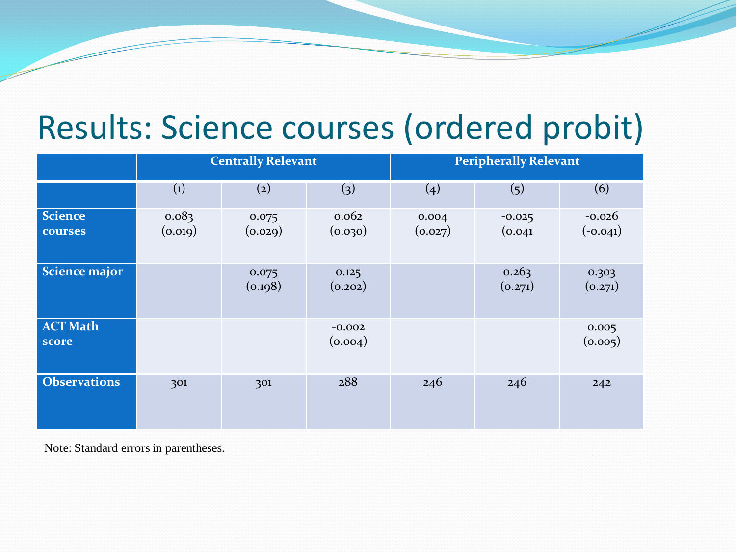# Results: Science courses (ordered probit)

| | Centrally Relevant | | | Peripherally Relevant | | |
|---|---|---|---|---|---|---|
| | (1) | (2) | (3) | (4) | (5) | (6) |
| **Science courses** | 0.083<br>(0.019) | 0.075<br>(0.029) | 0.062<br>(0.030) | 0.004<br>(0.027) | -0.025<br>(0.041 | -0.026<br>(-0.041) |
| **Science major** | | 0.075<br>(0.198) | 0.125<br>(0.202) | | 0.263<br>(0.271) | 0.303<br>(0.271) |
| **ACT Math score** | | | -0.002<br>(0.004) | | | 0.005<br>(0.005) |
| **Observations** | 301 | 301 | 288 | 246 | 246 | 242 |

Note: Standard errors in parentheses.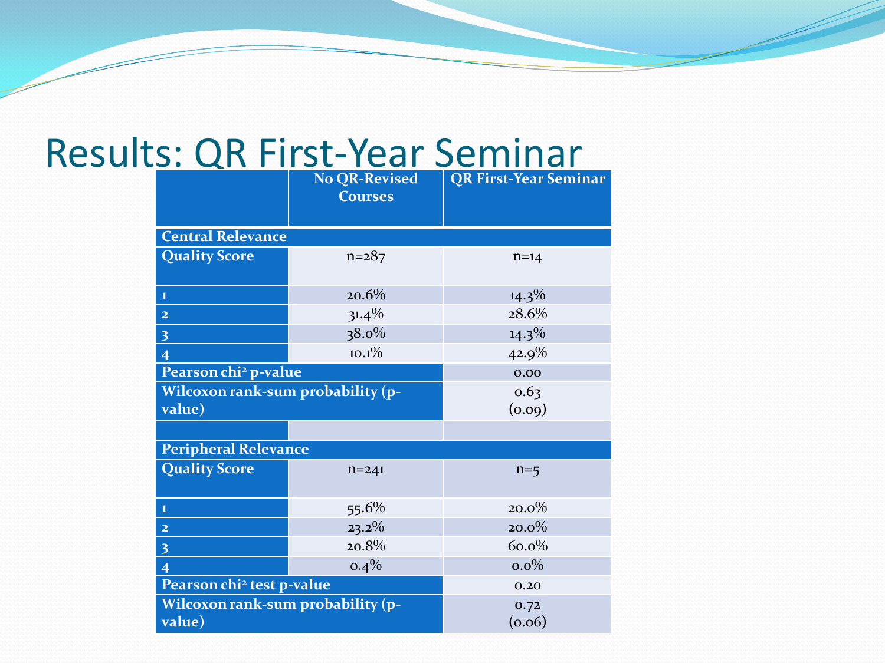# Results: QR First-Year Seminar

| | No QR-Revised Courses | QR First-Year Seminar |
|---|---|---|
| **Central Relevance** | | |
| **Quality Score** | n=287 | n=14 |
| 1 | 20.6% | 14.3% |
| 2 | 31.4% | 28.6% |
| 3 | 38.0% | 14.3% |
| 4 | 10.1% | 42.9% |
| **Pearson chi² p-value** | | 0.00 |
| **Wilcoxon rank-sum probability (p-value)** | | 0.63 (0.09) |
| | | |
| **Peripheral Relevance** | | |
| **Quality Score** | n=241 | n=5 |
| 1 | 55.6% | 20.0% |
| 2 | 23.2% | 20.0% |
| 3 | 20.8% | 60.0% |
| 4 | 0.4% | 0.0% |
| **Pearson chi² test p-value** | | 0.20 |
| **Wilcoxon rank-sum probability (p-value)** | | 0.72 (0.06) |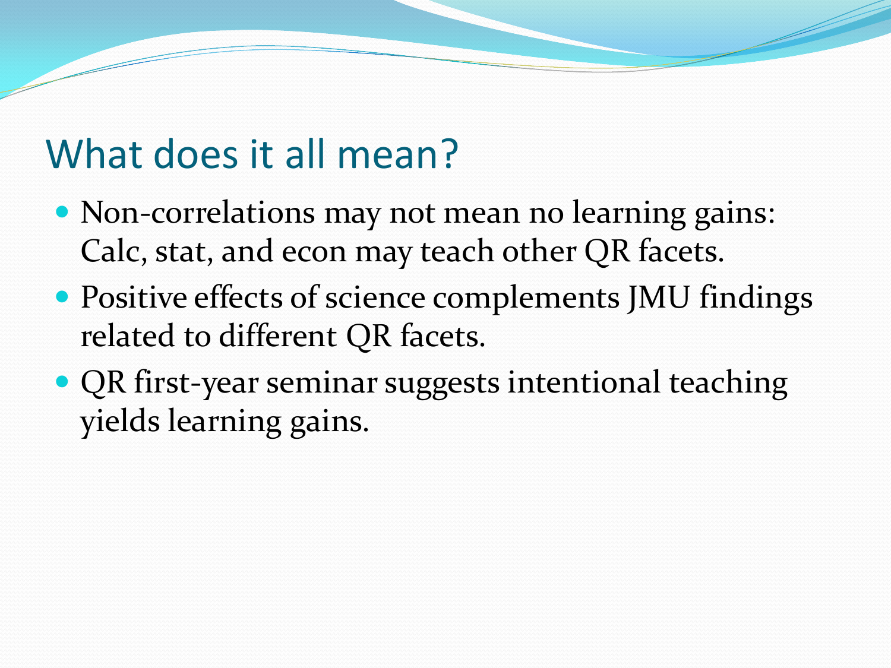## What does it all mean?

- Non-correlations may not mean no learning gains: Calc, stat, and econ may teach other QR facets.
- Positive effects of science complements JMU findings related to different QR facets.
- QR first-year seminar suggests intentional teaching yields learning gains.